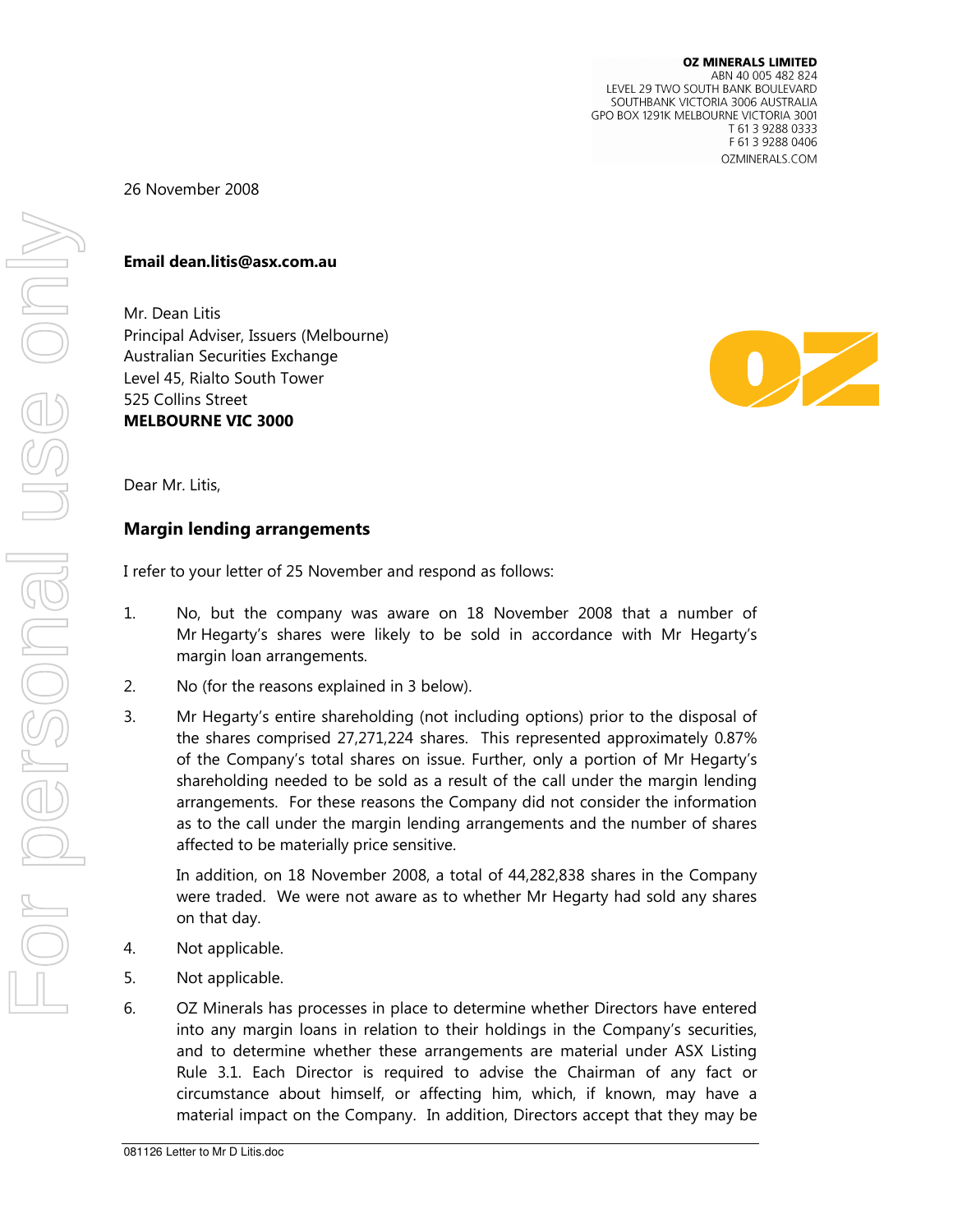**OZ MINERALS LIMITED**
ABN 40 005 482 824
LEVEL 29 TWO SOUTH BANK BOULEVARD
SOUTHBANK VICTORIA 3006 AUSTRALIA
GPO BOX 1291K MELBOURNE VICTORIA 3001
T 61 3 9288 0333
F 61 3 9288 0406
OZMINERALS.COM

26 November 2008

**Email dean.litis@asx.com.au**

Mr. Dean Litis
Principal Adviser, Issuers (Melbourne)
Australian Securities Exchange
Level 45, Rialto South Tower
525 Collins Street
**MELBOURNE VIC 3000**

Dear Mr. Litis,

## Margin lending arrangements

I refer to your letter of 25 November and respond as follows:

1. No, but the company was aware on 18 November 2008 that a number of Mr Hegarty's shares were likely to be sold in accordance with Mr Hegarty's margin loan arrangements.

2. No (for the reasons explained in 3 below).

3. Mr Hegarty's entire shareholding (not including options) prior to the disposal of the shares comprised 27,271,224 shares. This represented approximately 0.87% of the Company's total shares on issue. Further, only a portion of Mr Hegarty's shareholding needed to be sold as a result of the call under the margin lending arrangements. For these reasons the Company did not consider the information as to the call under the margin lending arrangements and the number of shares affected to be materially price sensitive.

   In addition, on 18 November 2008, a total of 44,282,838 shares in the Company were traded. We were not aware as to whether Mr Hegarty had sold any shares on that day.

4. Not applicable.

5. Not applicable.

6. OZ Minerals has processes in place to determine whether Directors have entered into any margin loans in relation to their holdings in the Company's securities, and to determine whether these arrangements are material under ASX Listing Rule 3.1. Each Director is required to advise the Chairman of any fact or circumstance about himself, or affecting him, which, if known, may have a material impact on the Company. In addition, Directors accept that they may be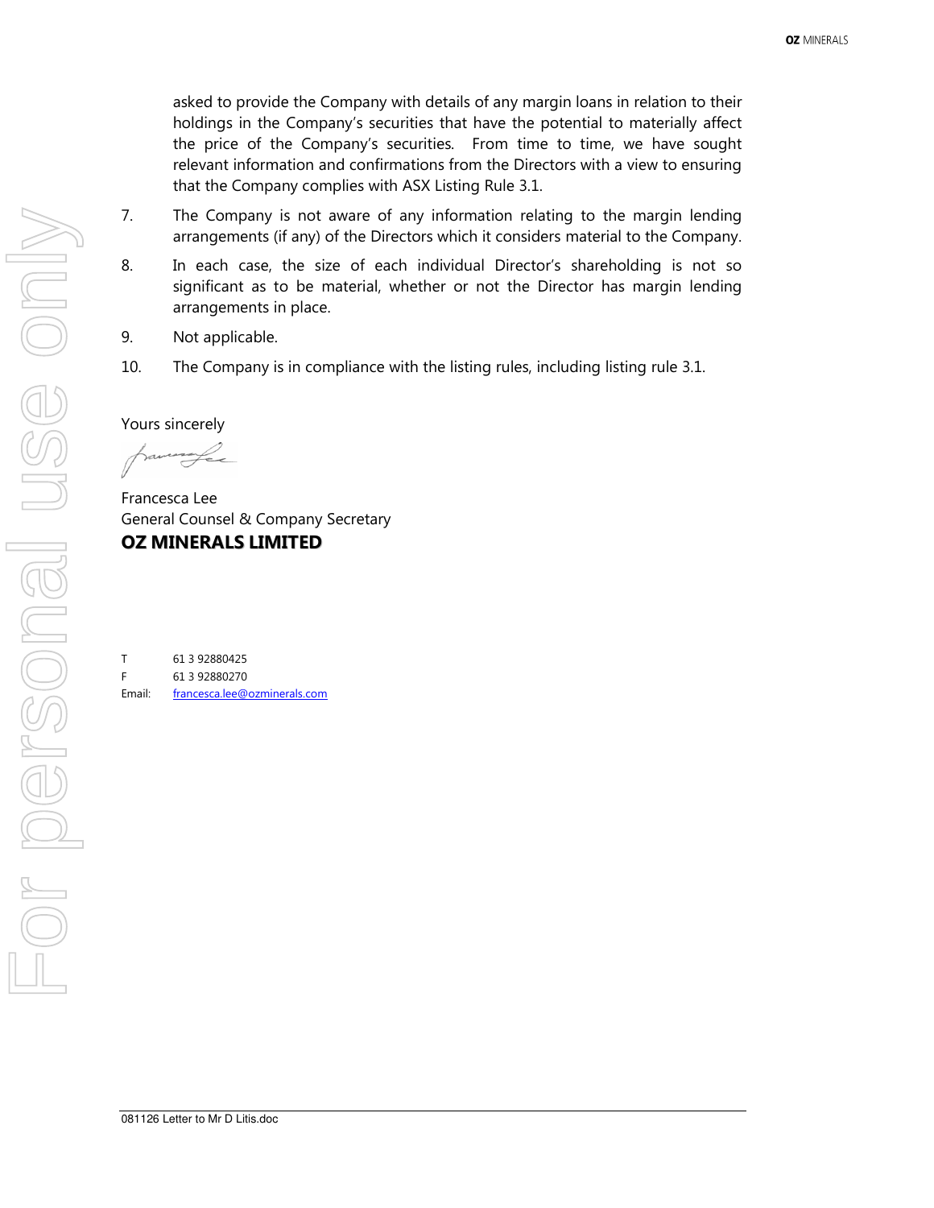asked to provide the Company with details of any margin loans in relation to their holdings in the Company's securities that have the potential to materially affect the price of the Company's securities. From time to time, we have sought relevant information and confirmations from the Directors with a view to ensuring that the Company complies with ASX Listing Rule 3.1.

7. The Company is not aware of any information relating to the margin lending arrangements (if any) of the Directors which it considers material to the Company.

8. In each case, the size of each individual Director's shareholding is not so significant as to be material, whether or not the Director has margin lending arrangements in place.

9. Not applicable.

10. The Company is in compliance with the listing rules, including listing rule 3.1.

Yours sincerely

Francesca Lee
General Counsel & Company Secretary
**OZ MINERALS LIMITED**

T 61 3 92880425
F 61 3 92880270
Email: francesca.lee@ozminerals.com

081126 Letter to Mr D Litis.doc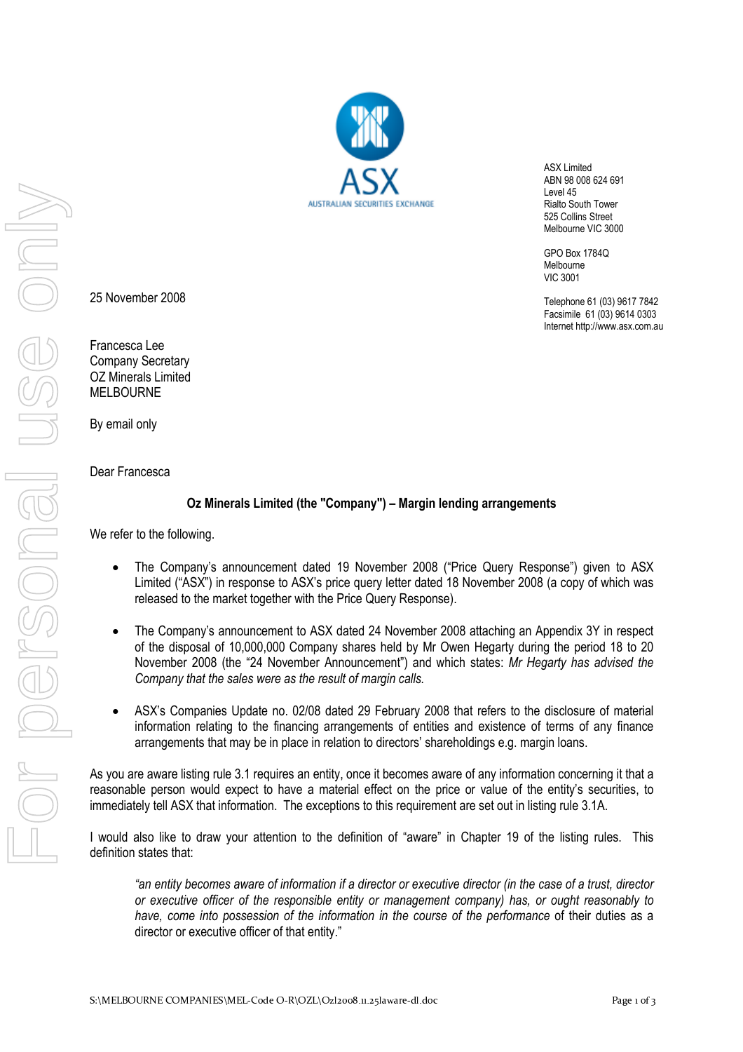ASX Limited
ABN 98 008 624 691
Level 45
Rialto South Tower
525 Collins Street
Melbourne VIC 3000

GPO Box 1784Q
Melbourne
VIC 3001

Telephone 61 (03) 9617 7842
Facsimile 61 (03) 9614 0303
Internet http://www.asx.com.au

25 November 2008

Francesca Lee
Company Secretary
OZ Minerals Limited
MELBOURNE

By email only

Dear Francesca

**Oz Minerals Limited (the "Company") – Margin lending arrangements**

We refer to the following.

- The Company's announcement dated 19 November 2008 ("Price Query Response") given to ASX Limited ("ASX") in response to ASX's price query letter dated 18 November 2008 (a copy of which was released to the market together with the Price Query Response).

- The Company's announcement to ASX dated 24 November 2008 attaching an Appendix 3Y in respect of the disposal of 10,000,000 Company shares held by Mr Owen Hegarty during the period 18 to 20 November 2008 (the "24 November Announcement") and which states: *Mr Hegarty has advised the Company that the sales were as the result of margin calls.*

- ASX's Companies Update no. 02/08 dated 29 February 2008 that refers to the disclosure of material information relating to the financing arrangements of entities and existence of terms of any finance arrangements that may be in place in relation to directors' shareholdings e.g. margin loans.

As you are aware listing rule 3.1 requires an entity, once it becomes aware of any information concerning it that a reasonable person would expect to have a material effect on the price or value of the entity's securities, to immediately tell ASX that information. The exceptions to this requirement are set out in listing rule 3.1A.

I would also like to draw your attention to the definition of "aware" in Chapter 19 of the listing rules. This definition states that:

> *"an entity becomes aware of information if a director or executive director (in the case of a trust, director or executive officer of the responsible entity or management company) has, or ought reasonably to have, come into possession of the information in the course of the performance* of their duties as a director or executive officer of that entity."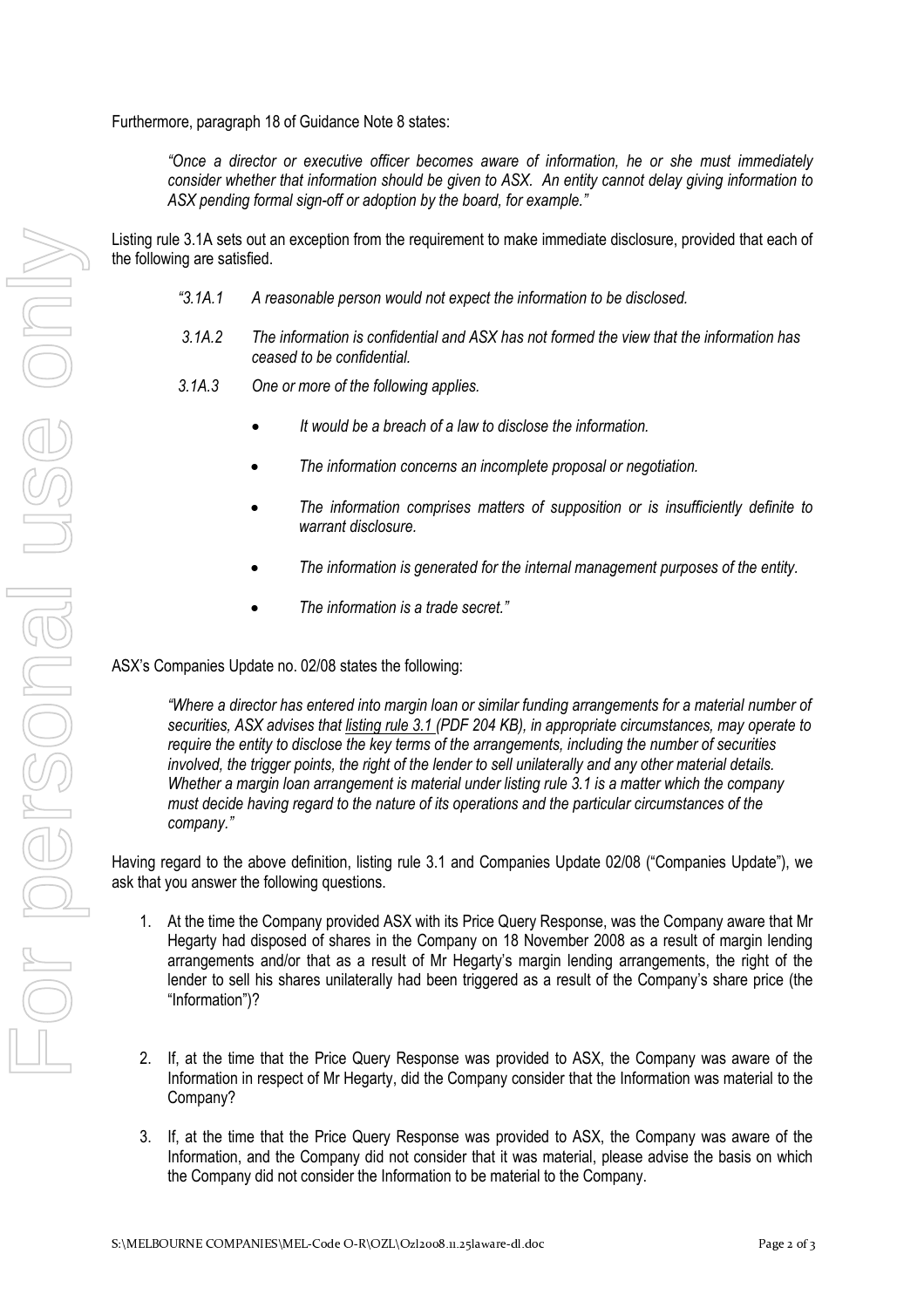Furthermore, paragraph 18 of Guidance Note 8 states:

> *"Once a director or executive officer becomes aware of information, he or she must immediately consider whether that information should be given to ASX. An entity cannot delay giving information to ASX pending formal sign-off or adoption by the board, for example."*

Listing rule 3.1A sets out an exception from the requirement to make immediate disclosure, provided that each of the following are satisfied.

> *"3.1A.1 A reasonable person would not expect the information to be disclosed.*
>
> *3.1A.2 The information is confidential and ASX has not formed the view that the information has ceased to be confidential.*
>
> *3.1A.3 One or more of the following applies.*
>
> - *It would be a breach of a law to disclose the information.*
> - *The information concerns an incomplete proposal or negotiation.*
> - *The information comprises matters of supposition or is insufficiently definite to warrant disclosure.*
> - *The information is generated for the internal management purposes of the entity.*
> - *The information is a trade secret."*

ASX's Companies Update no. 02/08 states the following:

> *"Where a director has entered into margin loan or similar funding arrangements for a material number of securities, ASX advises that listing rule 3.1 (PDF 204 KB), in appropriate circumstances, may operate to require the entity to disclose the key terms of the arrangements, including the number of securities involved, the trigger points, the right of the lender to sell unilaterally and any other material details. Whether a margin loan arrangement is material under listing rule 3.1 is a matter which the company must decide having regard to the nature of its operations and the particular circumstances of the company."*

Having regard to the above definition, listing rule 3.1 and Companies Update 02/08 ("Companies Update"), we ask that you answer the following questions.

1. At the time the Company provided ASX with its Price Query Response, was the Company aware that Mr Hegarty had disposed of shares in the Company on 18 November 2008 as a result of margin lending arrangements and/or that as a result of Mr Hegarty's margin lending arrangements, the right of the lender to sell his shares unilaterally had been triggered as a result of the Company's share price (the "Information")?

2. If, at the time that the Price Query Response was provided to ASX, the Company was aware of the Information in respect of Mr Hegarty, did the Company consider that the Information was material to the Company?

3. If, at the time that the Price Query Response was provided to ASX, the Company was aware of the Information, and the Company did not consider that it was material, please advise the basis on which the Company did not consider the Information to be material to the Company.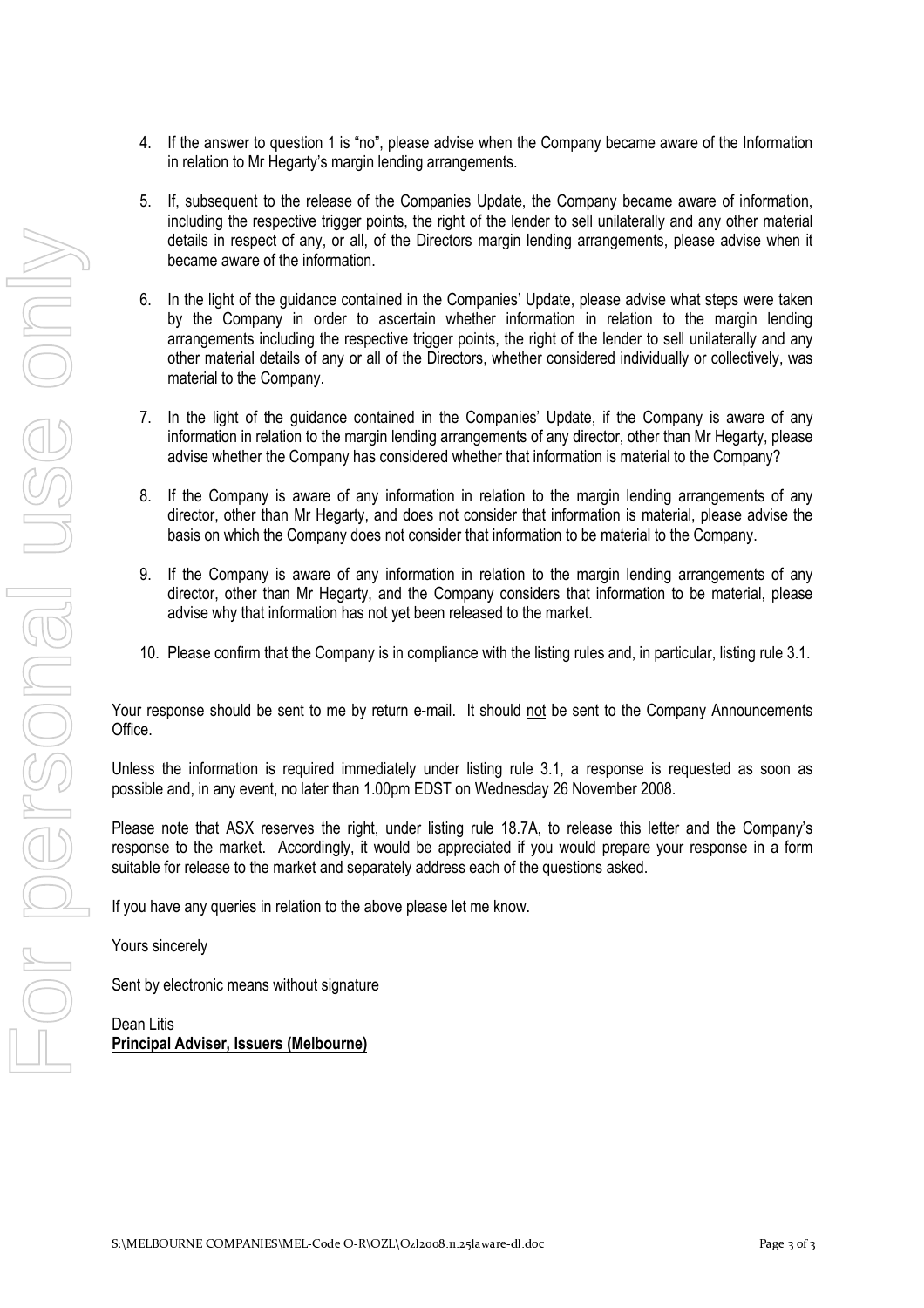4. If the answer to question 1 is "no", please advise when the Company became aware of the Information in relation to Mr Hegarty's margin lending arrangements.

5. If, subsequent to the release of the Companies Update, the Company became aware of information, including the respective trigger points, the right of the lender to sell unilaterally and any other material details in respect of any, or all, of the Directors margin lending arrangements, please advise when it became aware of the information.

6. In the light of the guidance contained in the Companies' Update, please advise what steps were taken by the Company in order to ascertain whether information in relation to the margin lending arrangements including the respective trigger points, the right of the lender to sell unilaterally and any other material details of any or all of the Directors, whether considered individually or collectively, was material to the Company.

7. In the light of the guidance contained in the Companies' Update, if the Company is aware of any information in relation to the margin lending arrangements of any director, other than Mr Hegarty, please advise whether the Company has considered whether that information is material to the Company?

8. If the Company is aware of any information in relation to the margin lending arrangements of any director, other than Mr Hegarty, and does not consider that information is material, please advise the basis on which the Company does not consider that information to be material to the Company.

9. If the Company is aware of any information in relation to the margin lending arrangements of any director, other than Mr Hegarty, and the Company considers that information to be material, please advise why that information has not yet been released to the market.

10. Please confirm that the Company is in compliance with the listing rules and, in particular, listing rule 3.1.

Your response should be sent to me by return e-mail. It should not be sent to the Company Announcements Office.

Unless the information is required immediately under listing rule 3.1, a response is requested as soon as possible and, in any event, no later than 1.00pm EDST on Wednesday 26 November 2008.

Please note that ASX reserves the right, under listing rule 18.7A, to release this letter and the Company's response to the market. Accordingly, it would be appreciated if you would prepare your response in a form suitable for release to the market and separately address each of the questions asked.

If you have any queries in relation to the above please let me know.

Yours sincerely

Sent by electronic means without signature

Dean Litis
**Principal Adviser, Issuers (Melbourne)**